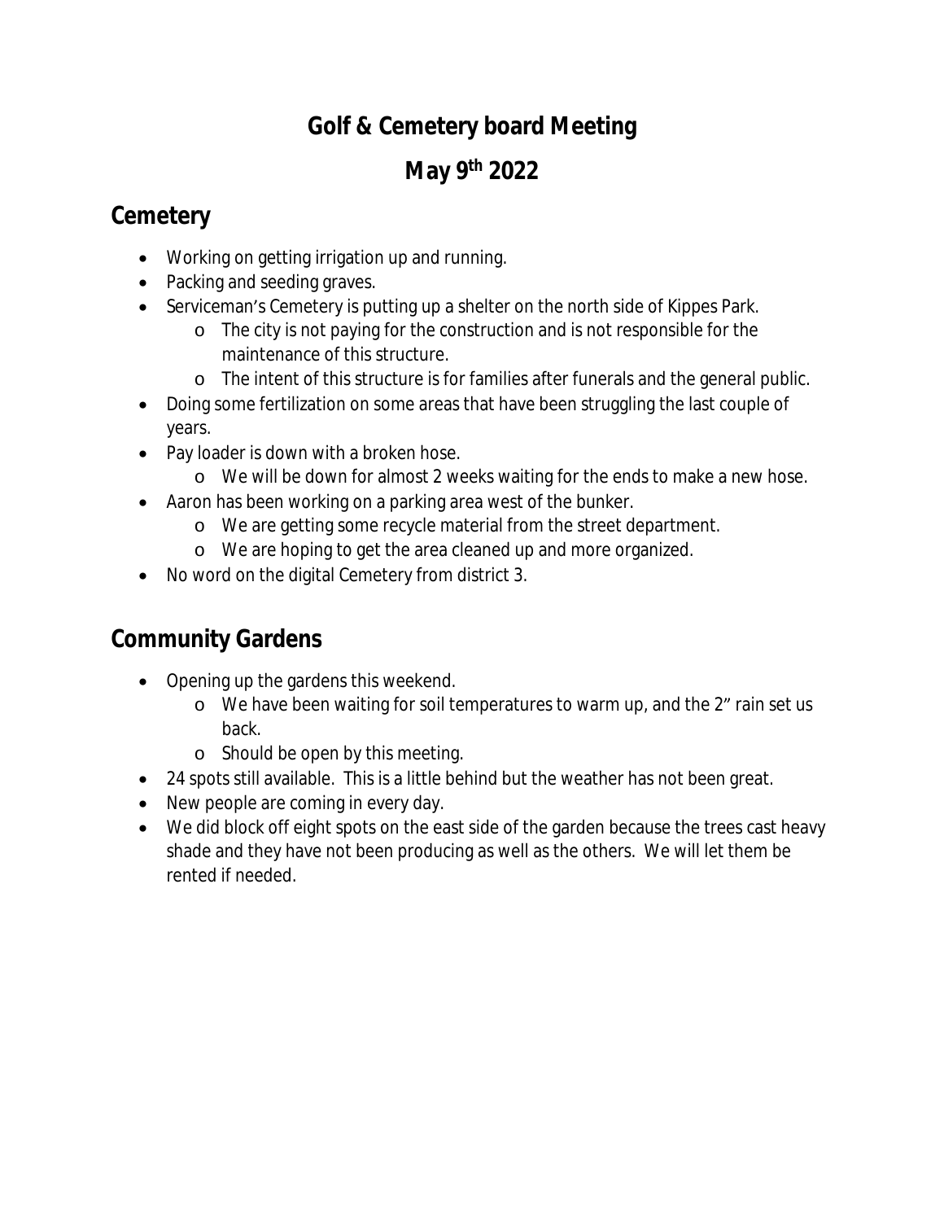# Golf & Cemetery board Meeting

# May 9th 2022

## Cemetery

- Working on getting irrigation up and running.
- Packing and seeding graves.
- Serviceman's Cemetery is putting up a shelter on the north side of Kippes Park.
  - The city is not paying for the construction and is not responsible for the maintenance of this structure.
  - The intent of this structure is for families after funerals and the general public.
- Doing some fertilization on some areas that have been struggling the last couple of years.
- Pay loader is down with a broken hose.
  - We will be down for almost 2 weeks waiting for the ends to make a new hose.
- Aaron has been working on a parking area west of the bunker.
  - We are getting some recycle material from the street department.
  - We are hoping to get the area cleaned up and more organized.
- No word on the digital Cemetery from district 3.

## Community Gardens

- Opening up the gardens this weekend.
  - We have been waiting for soil temperatures to warm up, and the 2" rain set us back.
  - Should be open by this meeting.
- 24 spots still available. This is a little behind but the weather has not been great.
- New people are coming in every day.
- We did block off eight spots on the east side of the garden because the trees cast heavy shade and they have not been producing as well as the others. We will let them be rented if needed.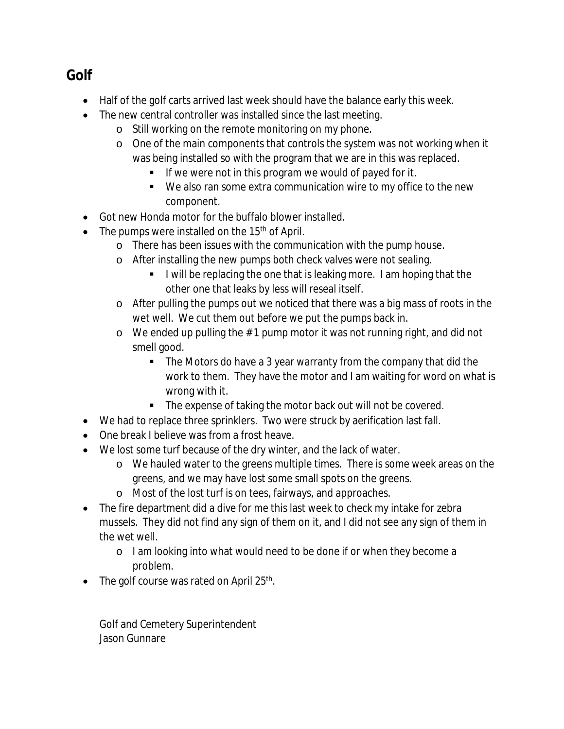## Golf

- Half of the golf carts arrived last week should have the balance early this week.
- The new central controller was installed since the last meeting.
  - Still working on the remote monitoring on my phone.
  - One of the main components that controls the system was not working when it was being installed so with the program that we are in this was replaced.
    - If we were not in this program we would of payed for it.
    - We also ran some extra communication wire to my office to the new component.
- Got new Honda motor for the buffalo blower installed.
- The pumps were installed on the 15th of April.
  - There has been issues with the communication with the pump house.
  - After installing the new pumps both check valves were not sealing.
    - I will be replacing the one that is leaking more. I am hoping that the other one that leaks by less will reseal itself.
  - After pulling the pumps out we noticed that there was a big mass of roots in the wet well. We cut them out before we put the pumps back in.
  - We ended up pulling the #1 pump motor it was not running right, and did not smell good.
    - The Motors do have a 3 year warranty from the company that did the work to them. They have the motor and I am waiting for word on what is wrong with it.
    - The expense of taking the motor back out will not be covered.
- We had to replace three sprinklers. Two were struck by aerification last fall.
- One break I believe was from a frost heave.
- We lost some turf because of the dry winter, and the lack of water.
  - We hauled water to the greens multiple times. There is some week areas on the greens, and we may have lost some small spots on the greens.
  - Most of the lost turf is on tees, fairways, and approaches.
- The fire department did a dive for me this last week to check my intake for zebra mussels. They did not find any sign of them on it, and I did not see any sign of them in the wet well.
  - I am looking into what would need to be done if or when they become a problem.
- The golf course was rated on April 25th.

Golf and Cemetery Superintendent
Jason Gunnare